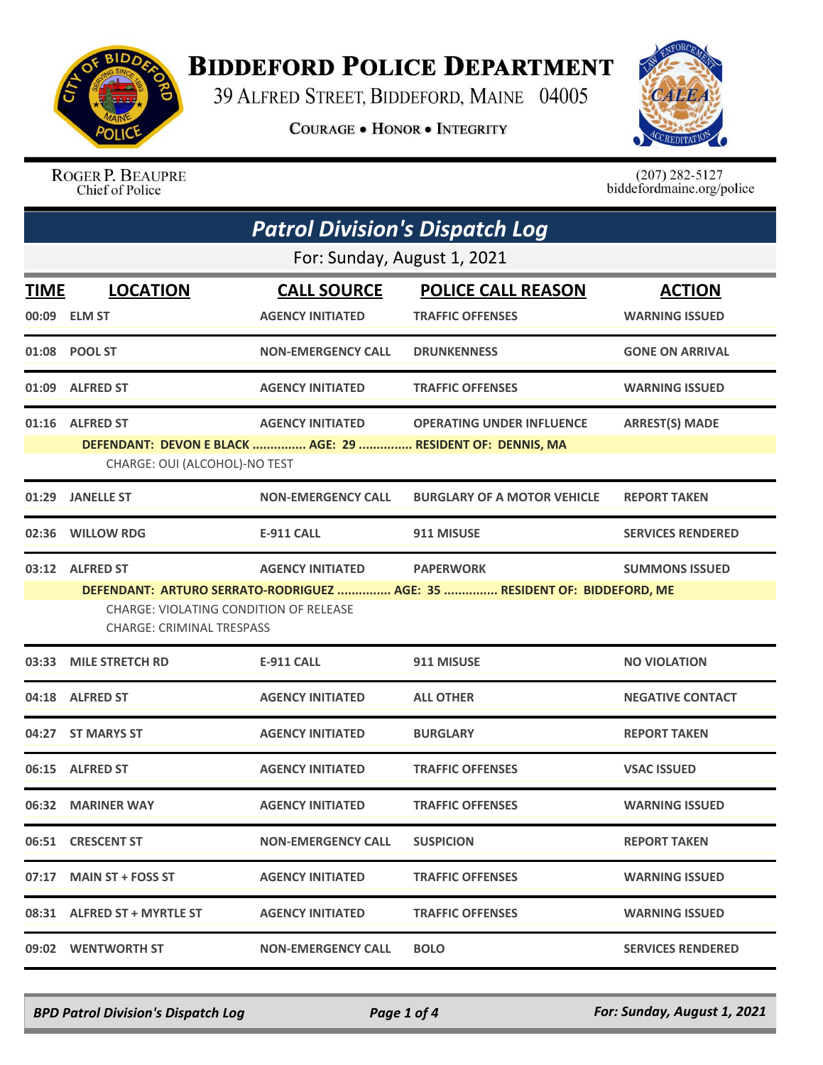# Biddeford Police Department

39 Alfred Street, Biddeford, Maine 04005

**Courage • Honor • Integrity**

Roger P. Beaupre
Chief of Police

(207) 282-5127
biddefordmaine.org/police

## *Patrol Division's Dispatch Log*

For: Sunday, August 1, 2021

| TIME | LOCATION | CALL SOURCE | POLICE CALL REASON | ACTION |
|---|---|---|---|---|
| 00:09 | ELM ST | AGENCY INITIATED | TRAFFIC OFFENSES | WARNING ISSUED |
| 01:08 | POOL ST | NON-EMERGENCY CALL | DRUNKENNESS | GONE ON ARRIVAL |
| 01:09 | ALFRED ST | AGENCY INITIATED | TRAFFIC OFFENSES | WARNING ISSUED |
| 01:16 | ALFRED ST | AGENCY INITIATED | OPERATING UNDER INFLUENCE | ARREST(S) MADE |
| | DEFENDANT: DEVON E BLACK ............... AGE: 29 ............... RESIDENT OF: DENNIS, MA<br>CHARGE: OUI (ALCOHOL)-NO TEST | | | |
| 01:29 | JANELLE ST | NON-EMERGENCY CALL | BURGLARY OF A MOTOR VEHICLE | REPORT TAKEN |
| 02:36 | WILLOW RDG | E-911 CALL | 911 MISUSE | SERVICES RENDERED |
| 03:12 | ALFRED ST | AGENCY INITIATED | PAPERWORK | SUMMONS ISSUED |
| | DEFENDANT: ARTURO SERRATO-RODRIGUEZ ............... AGE: 35 ............... RESIDENT OF: BIDDEFORD, ME<br>CHARGE: VIOLATING CONDITION OF RELEASE<br>CHARGE: CRIMINAL TRESPASS | | | |
| 03:33 | MILE STRETCH RD | E-911 CALL | 911 MISUSE | NO VIOLATION |
| 04:18 | ALFRED ST | AGENCY INITIATED | ALL OTHER | NEGATIVE CONTACT |
| 04:27 | ST MARYS ST | AGENCY INITIATED | BURGLARY | REPORT TAKEN |
| 06:15 | ALFRED ST | AGENCY INITIATED | TRAFFIC OFFENSES | VSAC ISSUED |
| 06:32 | MARINER WAY | AGENCY INITIATED | TRAFFIC OFFENSES | WARNING ISSUED |
| 06:51 | CRESCENT ST | NON-EMERGENCY CALL | SUSPICION | REPORT TAKEN |
| 07:17 | MAIN ST + FOSS ST | AGENCY INITIATED | TRAFFIC OFFENSES | WARNING ISSUED |
| 08:31 | ALFRED ST + MYRTLE ST | AGENCY INITIATED | TRAFFIC OFFENSES | WARNING ISSUED |
| 09:02 | WENTWORTH ST | NON-EMERGENCY CALL | BOLO | SERVICES RENDERED |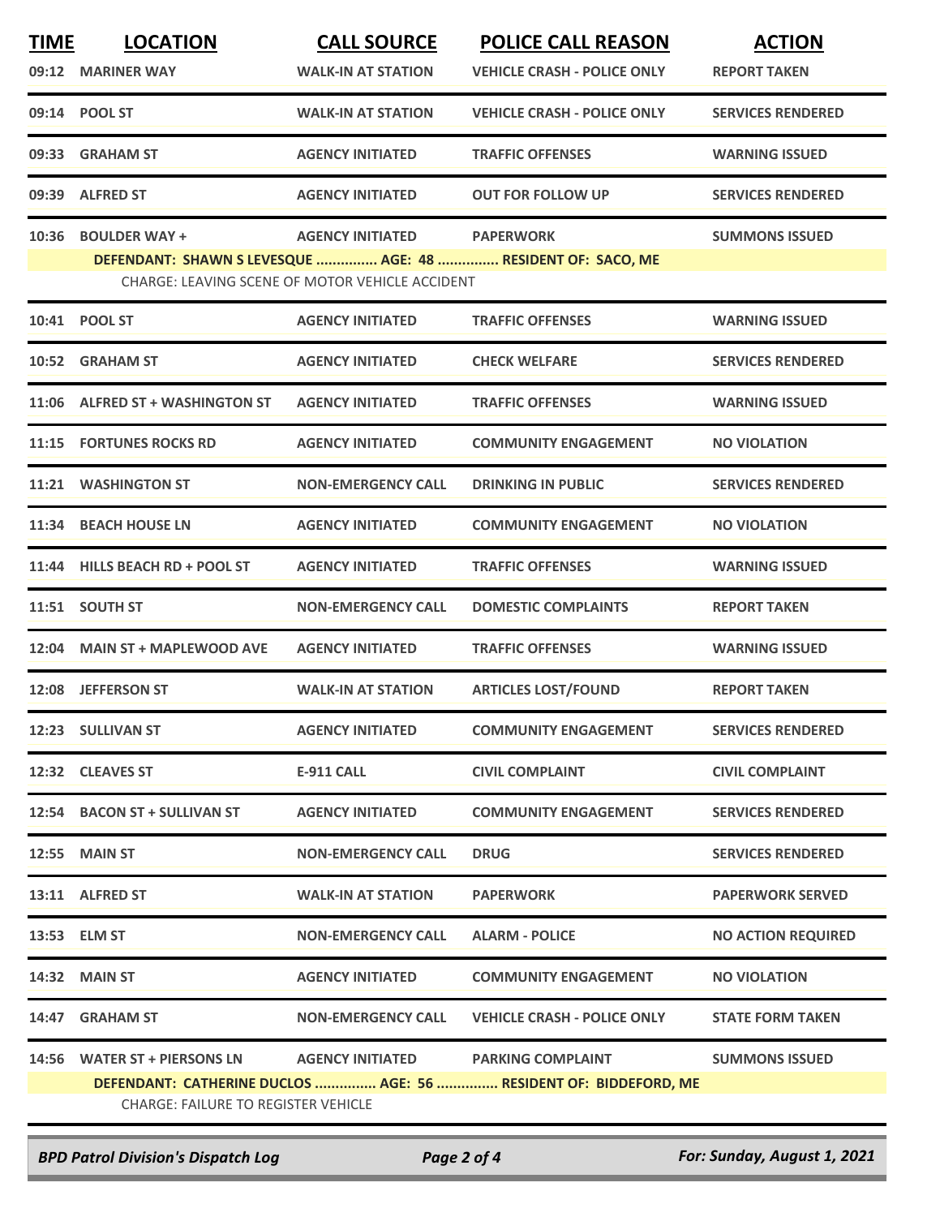| TIME | LOCATION | CALL SOURCE | POLICE CALL REASON | ACTION |
|---|---|---|---|---|
| 09:12 | MARINER WAY | WALK-IN AT STATION | VEHICLE CRASH - POLICE ONLY | REPORT TAKEN |
| 09:14 | POOL ST | WALK-IN AT STATION | VEHICLE CRASH - POLICE ONLY | SERVICES RENDERED |
| 09:33 | GRAHAM ST | AGENCY INITIATED | TRAFFIC OFFENSES | WARNING ISSUED |
| 09:39 | ALFRED ST | AGENCY INITIATED | OUT FOR FOLLOW UP | SERVICES RENDERED |
| 10:36 | BOULDER WAY + | AGENCY INITIATED | PAPERWORK | SUMMONS ISSUED |
| | DEFENDANT: SHAWN S LEVESQUE ............... AGE: 48 ............... RESIDENT OF: SACO, ME | | | |
| | CHARGE: LEAVING SCENE OF MOTOR VEHICLE ACCIDENT | | | |
| 10:41 | POOL ST | AGENCY INITIATED | TRAFFIC OFFENSES | WARNING ISSUED |
| 10:52 | GRAHAM ST | AGENCY INITIATED | CHECK WELFARE | SERVICES RENDERED |
| 11:06 | ALFRED ST + WASHINGTON ST | AGENCY INITIATED | TRAFFIC OFFENSES | WARNING ISSUED |
| 11:15 | FORTUNES ROCKS RD | AGENCY INITIATED | COMMUNITY ENGAGEMENT | NO VIOLATION |
| 11:21 | WASHINGTON ST | NON-EMERGENCY CALL | DRINKING IN PUBLIC | SERVICES RENDERED |
| 11:34 | BEACH HOUSE LN | AGENCY INITIATED | COMMUNITY ENGAGEMENT | NO VIOLATION |
| 11:44 | HILLS BEACH RD + POOL ST | AGENCY INITIATED | TRAFFIC OFFENSES | WARNING ISSUED |
| 11:51 | SOUTH ST | NON-EMERGENCY CALL | DOMESTIC COMPLAINTS | REPORT TAKEN |
| 12:04 | MAIN ST + MAPLEWOOD AVE | AGENCY INITIATED | TRAFFIC OFFENSES | WARNING ISSUED |
| 12:08 | JEFFERSON ST | WALK-IN AT STATION | ARTICLES LOST/FOUND | REPORT TAKEN |
| 12:23 | SULLIVAN ST | AGENCY INITIATED | COMMUNITY ENGAGEMENT | SERVICES RENDERED |
| 12:32 | CLEAVES ST | E-911 CALL | CIVIL COMPLAINT | CIVIL COMPLAINT |
| 12:54 | BACON ST + SULLIVAN ST | AGENCY INITIATED | COMMUNITY ENGAGEMENT | SERVICES RENDERED |
| 12:55 | MAIN ST | NON-EMERGENCY CALL | DRUG | SERVICES RENDERED |
| 13:11 | ALFRED ST | WALK-IN AT STATION | PAPERWORK | PAPERWORK SERVED |
| 13:53 | ELM ST | NON-EMERGENCY CALL | ALARM - POLICE | NO ACTION REQUIRED |
| 14:32 | MAIN ST | AGENCY INITIATED | COMMUNITY ENGAGEMENT | NO VIOLATION |
| 14:47 | GRAHAM ST | NON-EMERGENCY CALL | VEHICLE CRASH - POLICE ONLY | STATE FORM TAKEN |
| 14:56 | WATER ST + PIERSONS LN | AGENCY INITIATED | PARKING COMPLAINT | SUMMONS ISSUED |
| | DEFENDANT: CATHERINE DUCLOS ............... AGE: 56 ............... RESIDENT OF: BIDDEFORD, ME | | | |
| | CHARGE: FAILURE TO REGISTER VEHICLE | | | |

*BPD Patrol Division's Dispatch Log* — For: Sunday, August 1, 2021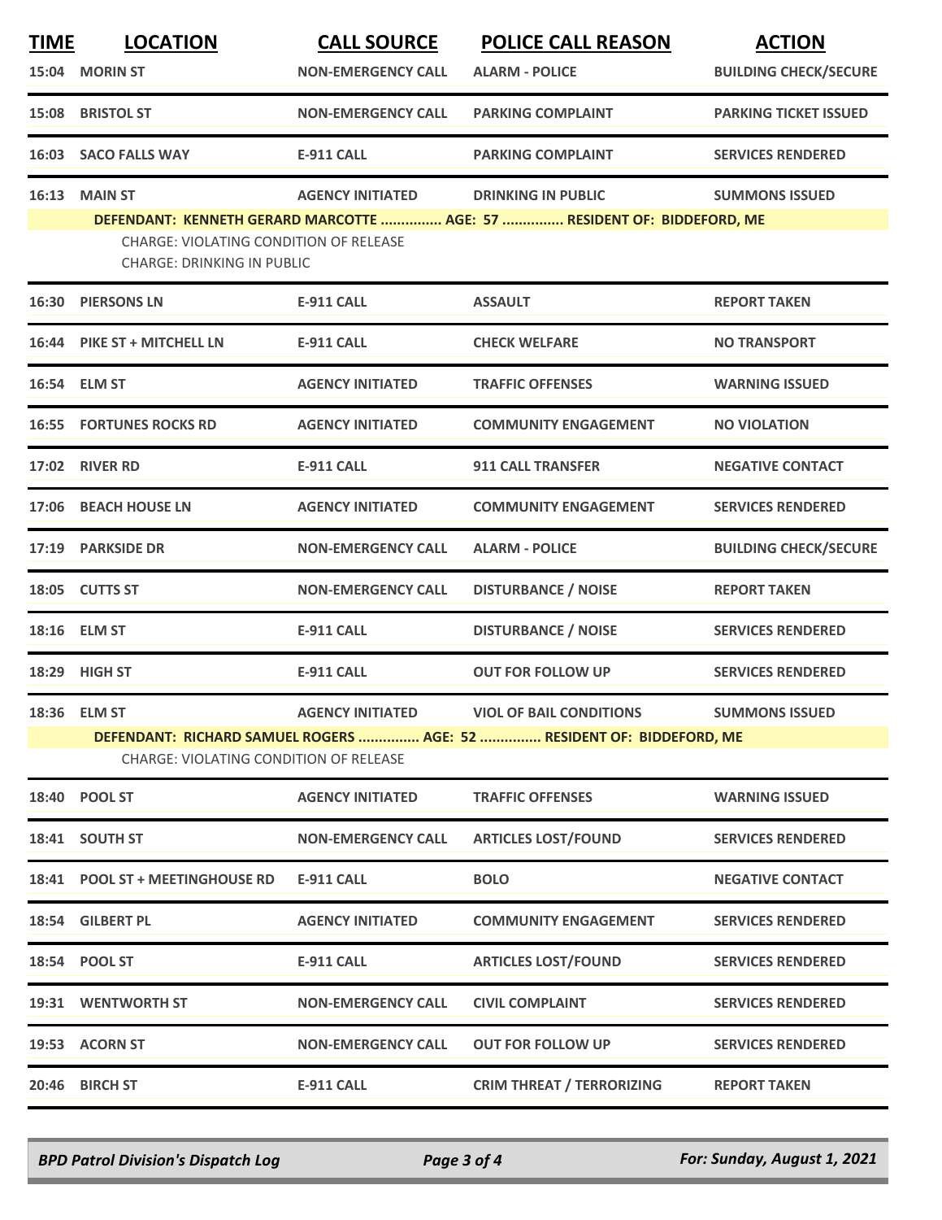| TIME | LOCATION | CALL SOURCE | POLICE CALL REASON | ACTION |
|---|---|---|---|---|
| 15:04 | MORIN ST | NON-EMERGENCY CALL | ALARM - POLICE | BUILDING CHECK/SECURE |
| 15:08 | BRISTOL ST | NON-EMERGENCY CALL | PARKING COMPLAINT | PARKING TICKET ISSUED |
| 16:03 | SACO FALLS WAY | E-911 CALL | PARKING COMPLAINT | SERVICES RENDERED |
| 16:13 | MAIN ST | AGENCY INITIATED | DRINKING IN PUBLIC | SUMMONS ISSUED |
| | DEFENDANT: KENNETH GERARD MARCOTTE ............... AGE: 57 ............... RESIDENT OF: BIDDEFORD, ME<br>CHARGE: VIOLATING CONDITION OF RELEASE<br>CHARGE: DRINKING IN PUBLIC | | | |
| 16:30 | PIERSONS LN | E-911 CALL | ASSAULT | REPORT TAKEN |
| 16:44 | PIKE ST + MITCHELL LN | E-911 CALL | CHECK WELFARE | NO TRANSPORT |
| 16:54 | ELM ST | AGENCY INITIATED | TRAFFIC OFFENSES | WARNING ISSUED |
| 16:55 | FORTUNES ROCKS RD | AGENCY INITIATED | COMMUNITY ENGAGEMENT | NO VIOLATION |
| 17:02 | RIVER RD | E-911 CALL | 911 CALL TRANSFER | NEGATIVE CONTACT |
| 17:06 | BEACH HOUSE LN | AGENCY INITIATED | COMMUNITY ENGAGEMENT | SERVICES RENDERED |
| 17:19 | PARKSIDE DR | NON-EMERGENCY CALL | ALARM - POLICE | BUILDING CHECK/SECURE |
| 18:05 | CUTTS ST | NON-EMERGENCY CALL | DISTURBANCE / NOISE | REPORT TAKEN |
| 18:16 | ELM ST | E-911 CALL | DISTURBANCE / NOISE | SERVICES RENDERED |
| 18:29 | HIGH ST | E-911 CALL | OUT FOR FOLLOW UP | SERVICES RENDERED |
| 18:36 | ELM ST | AGENCY INITIATED | VIOL OF BAIL CONDITIONS | SUMMONS ISSUED |
| | DEFENDANT: RICHARD SAMUEL ROGERS ............... AGE: 52 ............... RESIDENT OF: BIDDEFORD, ME<br>CHARGE: VIOLATING CONDITION OF RELEASE | | | |
| 18:40 | POOL ST | AGENCY INITIATED | TRAFFIC OFFENSES | WARNING ISSUED |
| 18:41 | SOUTH ST | NON-EMERGENCY CALL | ARTICLES LOST/FOUND | SERVICES RENDERED |
| 18:41 | POOL ST + MEETINGHOUSE RD | E-911 CALL | BOLO | NEGATIVE CONTACT |
| 18:54 | GILBERT PL | AGENCY INITIATED | COMMUNITY ENGAGEMENT | SERVICES RENDERED |
| 18:54 | POOL ST | E-911 CALL | ARTICLES LOST/FOUND | SERVICES RENDERED |
| 19:31 | WENTWORTH ST | NON-EMERGENCY CALL | CIVIL COMPLAINT | SERVICES RENDERED |
| 19:53 | ACORN ST | NON-EMERGENCY CALL | OUT FOR FOLLOW UP | SERVICES RENDERED |
| 20:46 | BIRCH ST | E-911 CALL | CRIM THREAT / TERRORIZING | REPORT TAKEN |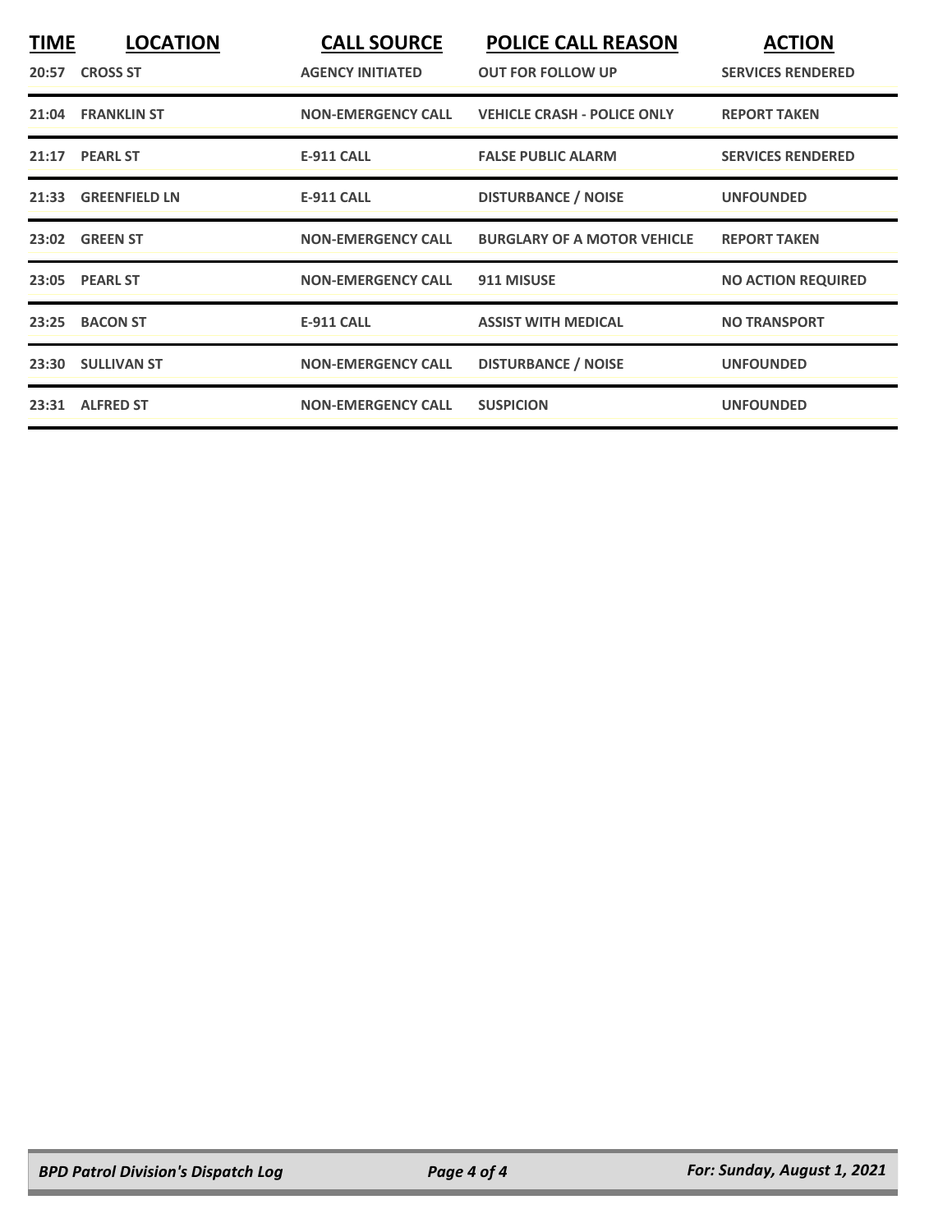| TIME | LOCATION | CALL SOURCE | POLICE CALL REASON | ACTION |
|---|---|---|---|---|
| 20:57 | CROSS ST | AGENCY INITIATED | OUT FOR FOLLOW UP | SERVICES RENDERED |
| 21:04 | FRANKLIN ST | NON-EMERGENCY CALL | VEHICLE CRASH - POLICE ONLY | REPORT TAKEN |
| 21:17 | PEARL ST | E-911 CALL | FALSE PUBLIC ALARM | SERVICES RENDERED |
| 21:33 | GREENFIELD LN | E-911 CALL | DISTURBANCE / NOISE | UNFOUNDED |
| 23:02 | GREEN ST | NON-EMERGENCY CALL | BURGLARY OF A MOTOR VEHICLE | REPORT TAKEN |
| 23:05 | PEARL ST | NON-EMERGENCY CALL | 911 MISUSE | NO ACTION REQUIRED |
| 23:25 | BACON ST | E-911 CALL | ASSIST WITH MEDICAL | NO TRANSPORT |
| 23:30 | SULLIVAN ST | NON-EMERGENCY CALL | DISTURBANCE / NOISE | UNFOUNDED |
| 23:31 | ALFRED ST | NON-EMERGENCY CALL | SUSPICION | UNFOUNDED |